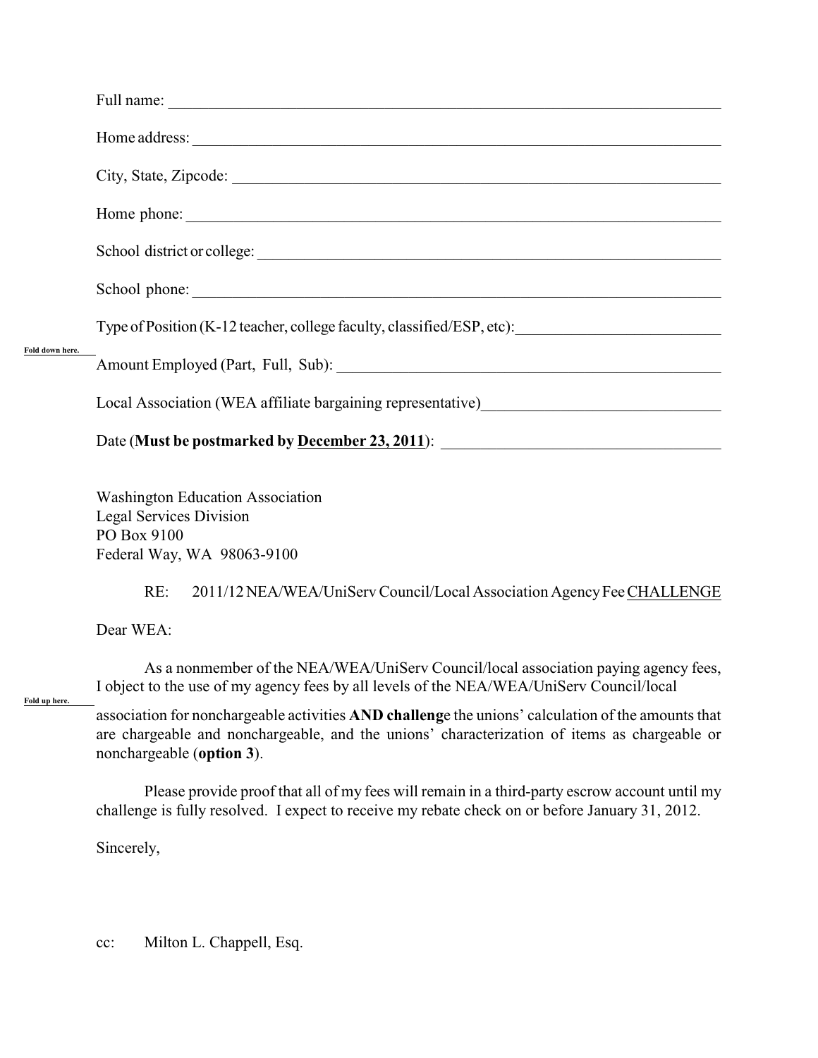Full name: ______________________________________________________________________

Home address: ___________________________________________________________________

City, State, Zipcode: ____________________________________________________________

Home phone: ____________________________________________________________________

School district or college: ________________________________________________________

School phone: ___________________________________________________________________

Type of Position (K-12 teacher, college faculty, classified/ESP, etc): ________________________

**Fold down here.**

Amount Employed (Part, Full, Sub): ______________________________________________

Local Association (WEA affiliate bargaining representative) ____________________________

Date (**Must be postmarked by <u>December 23, 2011</u>**): ___________________________________

Washington Education Association
Legal Services Division
PO Box 9100
Federal Way, WA 98063-9100

RE: 2011/12 NEA/WEA/UniServ Council/Local Association Agency Fee <u>CHALLENGE</u>

Dear WEA:

As a nonmember of the NEA/WEA/UniServ Council/local association paying agency fees, I object to the use of my agency fees by all levels of the NEA/WEA/UniServ Council/local

**Fold up here.**

association for nonchargeable activities **AND challeng**e the unions' calculation of the amounts that are chargeable and nonchargeable, and the unions' characterization of items as chargeable or nonchargeable (**option 3**).

Please provide proof that all of my fees will remain in a third-party escrow account until my challenge is fully resolved. I expect to receive my rebate check on or before January 31, 2012.

Sincerely,

cc: Milton L. Chappell, Esq.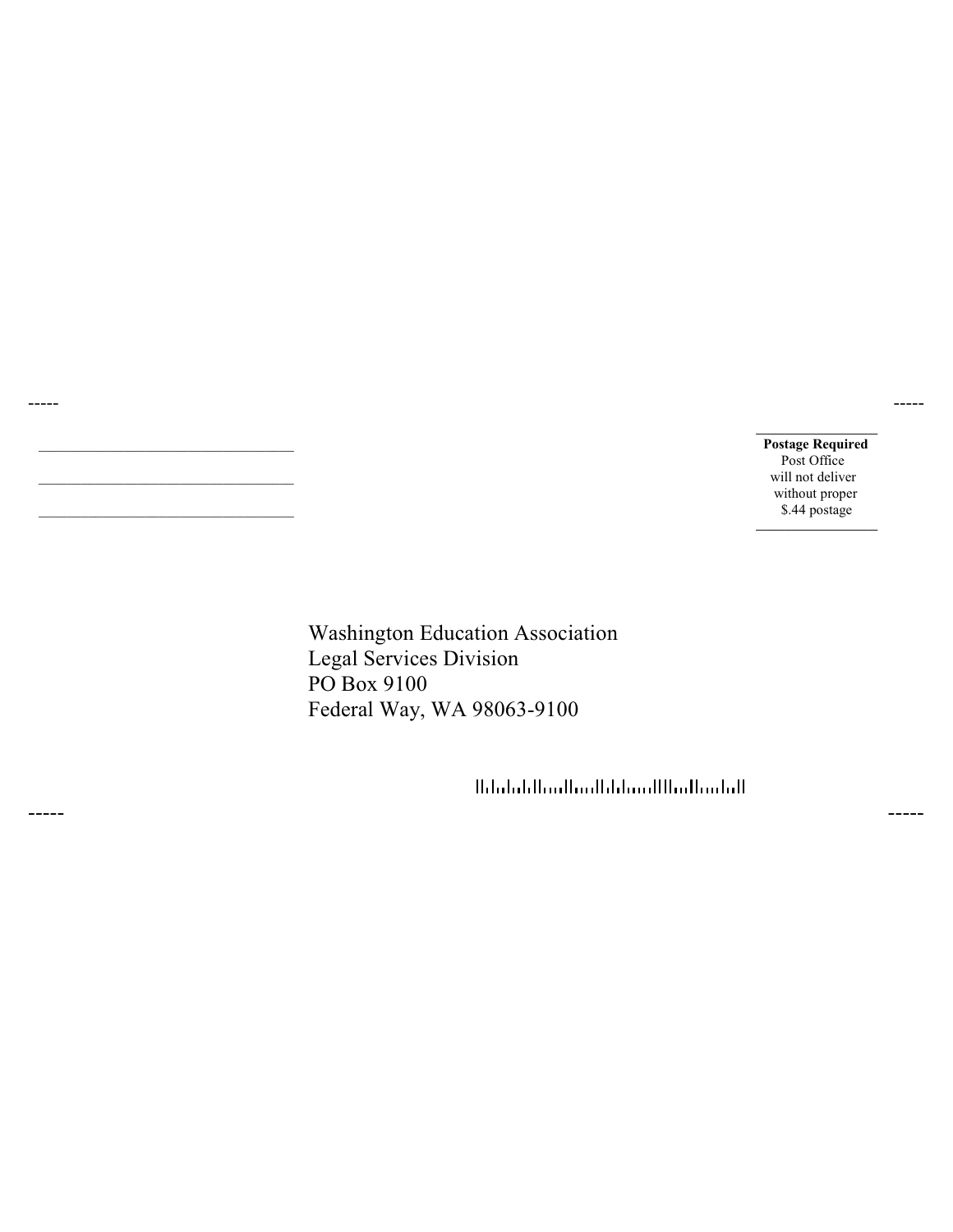-----

-----

---

---

---

**Postage Required**
Post Office
will not deliver
without proper
$.44 postage

Washington Education Association
Legal Services Division
PO Box 9100
Federal Way, WA 98063-9100

-----

-----